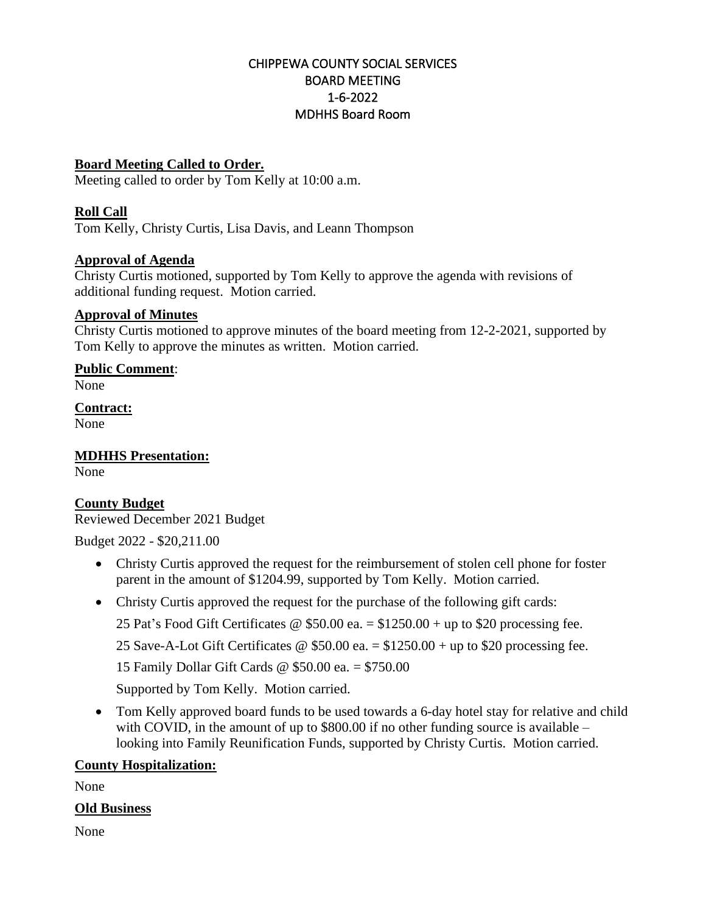# CHIPPEWA COUNTY SOCIAL SERVICES
# BOARD MEETING
# 1-6-2022
# MDHHS Board Room

**Board Meeting Called to Order.**

Meeting called to order by Tom Kelly at 10:00 a.m.

**Roll Call**

Tom Kelly, Christy Curtis, Lisa Davis, and Leann Thompson

**Approval of Agenda**

Christy Curtis motioned, supported by Tom Kelly to approve the agenda with revisions of additional funding request. Motion carried.

**Approval of Minutes**

Christy Curtis motioned to approve minutes of the board meeting from 12-2-2021, supported by Tom Kelly to approve the minutes as written. Motion carried.

**Public Comment**:

None

**Contract:**

None

**MDHHS Presentation:**

None

**County Budget**

Reviewed December 2021 Budget

Budget 2022 - $20,211.00

- Christy Curtis approved the request for the reimbursement of stolen cell phone for foster parent in the amount of $1204.99, supported by Tom Kelly. Motion carried.
- Christy Curtis approved the request for the purchase of the following gift cards:

  25 Pat's Food Gift Certificates @ $50.00 ea. = $1250.00 + up to $20 processing fee.

  25 Save-A-Lot Gift Certificates @ $50.00 ea. = $1250.00 + up to $20 processing fee.

  15 Family Dollar Gift Cards @ $50.00 ea. = $750.00

  Supported by Tom Kelly. Motion carried.
- Tom Kelly approved board funds to be used towards a 6-day hotel stay for relative and child with COVID, in the amount of up to $800.00 if no other funding source is available – looking into Family Reunification Funds, supported by Christy Curtis. Motion carried.

**County Hospitalization:**

None

**Old Business**

None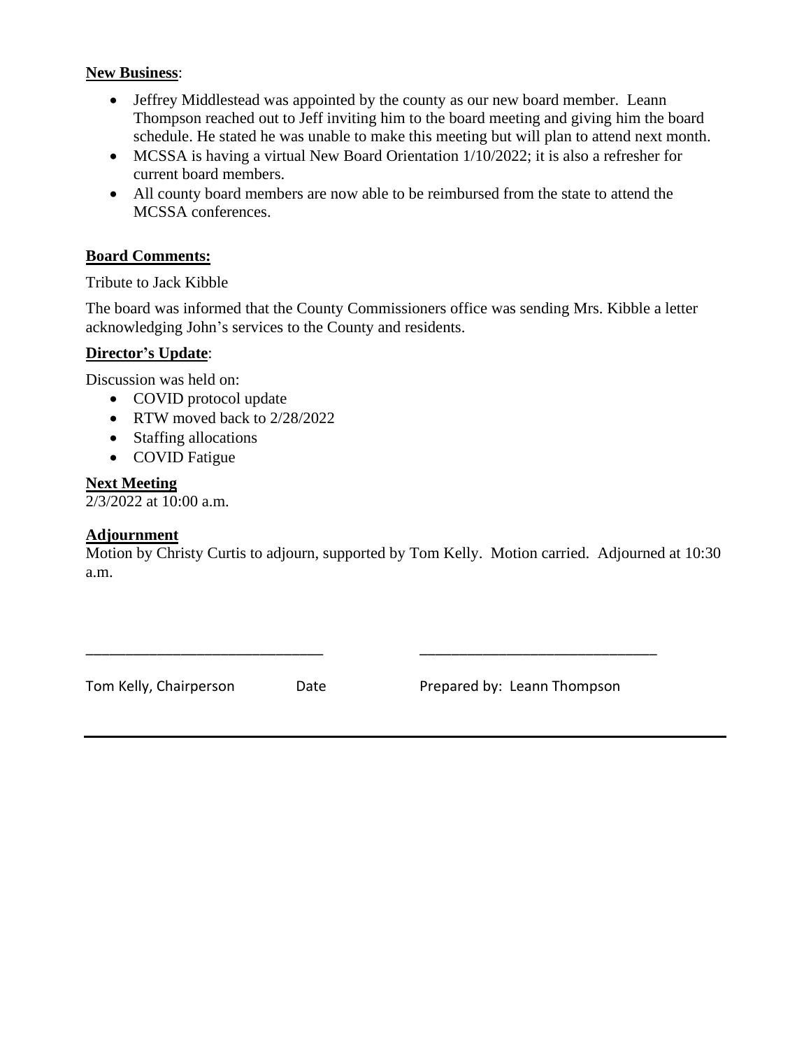**New Business**:

- Jeffrey Middlestead was appointed by the county as our new board member. Leann Thompson reached out to Jeff inviting him to the board meeting and giving him the board schedule. He stated he was unable to make this meeting but will plan to attend next month.
- MCSSA is having a virtual New Board Orientation 1/10/2022; it is also a refresher for current board members.
- All county board members are now able to be reimbursed from the state to attend the MCSSA conferences.

**Board Comments:**

Tribute to Jack Kibble

The board was informed that the County Commissioners office was sending Mrs. Kibble a letter acknowledging John's services to the County and residents.

**Director's Update**:

Discussion was held on:

- COVID protocol update
- RTW moved back to 2/28/2022
- Staffing allocations
- COVID Fatigue

**Next Meeting**

2/3/2022 at 10:00 a.m.

**Adjournment**

Motion by Christy Curtis to adjourn, supported by Tom Kelly. Motion carried. Adjourned at 10:30 a.m.

\_\_\_\_\_\_\_\_\_\_\_\_\_\_\_\_\_\_\_\_\_\_\_\_\_\_\_\_\_\_ \_\_\_\_\_\_\_\_\_\_\_\_\_\_\_\_\_\_\_\_\_\_\_\_\_\_\_\_\_\_

Tom Kelly, Chairperson Date Prepared by: Leann Thompson